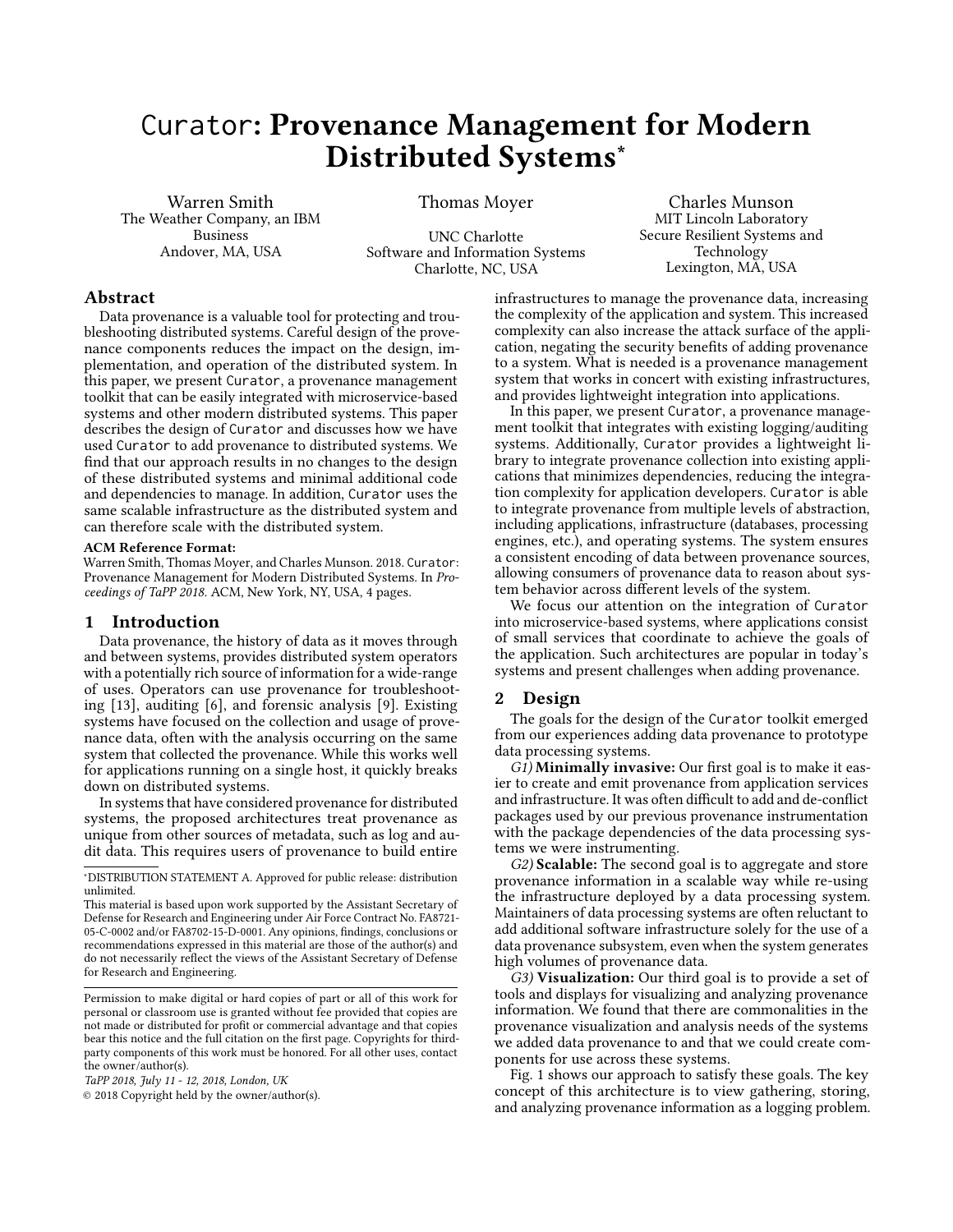# Curator: Provenance Management for Modern Distributed Systems*

Warren Smith
The Weather Company, an IBM Business
Andover, MA, USA

Thomas Moyer
UNC Charlotte
Software and Information Systems
Charlotte, NC, USA

Charles Munson
MIT Lincoln Laboratory
Secure Resilient Systems and Technology
Lexington, MA, USA

## Abstract

Data provenance is a valuable tool for protecting and troubleshooting distributed systems. Careful design of the provenance components reduces the impact on the design, implementation, and operation of the distributed system. In this paper, we present Curator, a provenance management toolkit that can be easily integrated with microservice-based systems and other modern distributed systems. This paper describes the design of Curator and discusses how we have used Curator to add provenance to distributed systems. We find that our approach results in no changes to the design of these distributed systems and minimal additional code and dependencies to manage. In addition, Curator uses the same scalable infrastructure as the distributed system and can therefore scale with the distributed system.

**ACM Reference Format:**
Warren Smith, Thomas Moyer, and Charles Munson. 2018. Curator: Provenance Management for Modern Distributed Systems. In *Proceedings of TaPP 2018.* ACM, New York, NY, USA, 4 pages.

## 1 Introduction

Data provenance, the history of data as it moves through and between systems, provides distributed system operators with a potentially rich source of information for a wide-range of uses. Operators can use provenance for troubleshooting [13], auditing [6], and forensic analysis [9]. Existing systems have focused on the collection and usage of provenance data, often with the analysis occurring on the same system that collected the provenance. While this works well for applications running on a single host, it quickly breaks down on distributed systems.

In systems that have considered provenance for distributed systems, the proposed architectures treat provenance as unique from other sources of metadata, such as log and audit data. This requires users of provenance to build entire infrastructures to manage the provenance data, increasing the complexity of the application and system. This increased complexity can also increase the attack surface of the application, negating the security benefits of adding provenance to a system. What is needed is a provenance management system that works in concert with existing infrastructures, and provides lightweight integration into applications.

In this paper, we present Curator, a provenance management toolkit that integrates with existing logging/auditing systems. Additionally, Curator provides a lightweight library to integrate provenance collection into existing applications that minimizes dependencies, reducing the integration complexity for application developers. Curator is able to integrate provenance from multiple levels of abstraction, including applications, infrastructure (databases, processing engines, etc.), and operating systems. The system ensures a consistent encoding of data between provenance sources, allowing consumers of provenance data to reason about system behavior across different levels of the system.

We focus our attention on the integration of Curator into microservice-based systems, where applications consist of small services that coordinate to achieve the goals of the application. Such architectures are popular in today's systems and present challenges when adding provenance.

## 2 Design

The goals for the design of the Curator toolkit emerged from our experiences adding data provenance to prototype data processing systems.

*G1)* **Minimally invasive:** Our first goal is to make it easier to create and emit provenance from application services and infrastructure. It was often difficult to add and de-conflict packages used by our previous provenance instrumentation with the package dependencies of the data processing systems we were instrumenting.

*G2)* **Scalable:** The second goal is to aggregate and store provenance information in a scalable way while re-using the infrastructure deployed by a data processing system. Maintainers of data processing systems are often reluctant to add additional software infrastructure solely for the use of a data provenance subsystem, even when the system generates high volumes of provenance data.

*G3)* **Visualization:** Our third goal is to provide a set of tools and displays for visualizing and analyzing provenance information. We found that there are commonalities in the provenance visualization and analysis needs of the systems we added data provenance to and that we could create components for use across these systems.

Fig. 1 shows our approach to satisfy these goals. The key concept of this architecture is to view gathering, storing, and analyzing provenance information as a logging problem.

---

*DISTRIBUTION STATEMENT A. Approved for public release: distribution unlimited.

This material is based upon work supported by the Assistant Secretary of Defense for Research and Engineering under Air Force Contract No. FA8721-05-C-0002 and/or FA8702-15-D-0001. Any opinions, findings, conclusions or recommendations expressed in this material are those of the author(s) and do not necessarily reflect the views of the Assistant Secretary of Defense for Research and Engineering.

Permission to make digital or hard copies of part or all of this work for personal or classroom use is granted without fee provided that copies are not made or distributed for profit or commercial advantage and that copies bear this notice and the full citation on the first page. Copyrights for third-party components of this work must be honored. For all other uses, contact the owner/author(s).

*TaPP 2018, July 11 - 12, 2018, London, UK*

© 2018 Copyright held by the owner/author(s).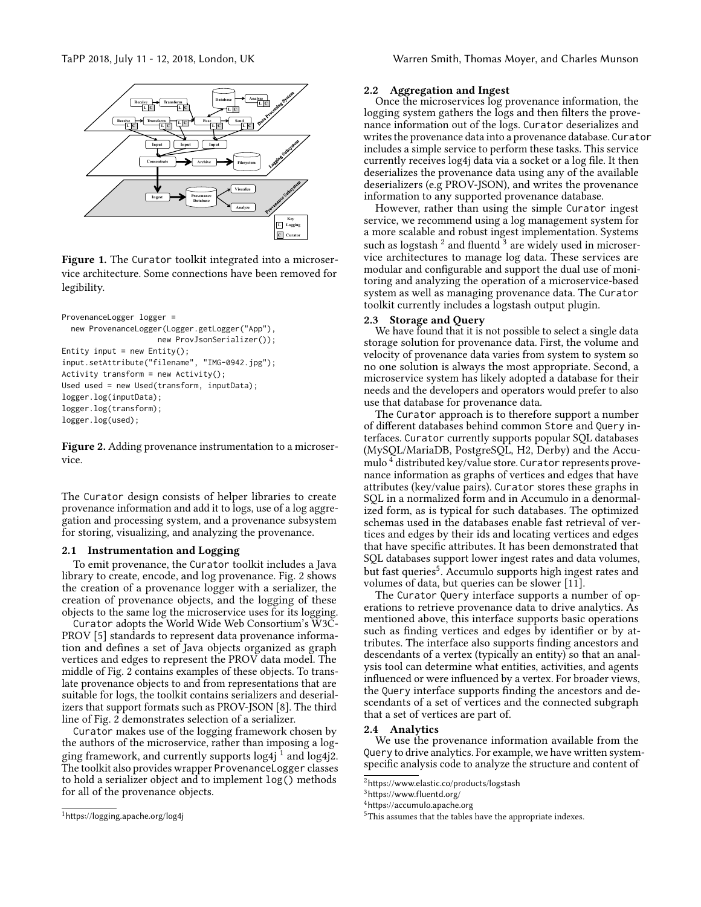Figure 1. The Curator toolkit integrated into a microservice architecture. Some connections have been removed for legibility.

```
ProvenanceLogger logger =
  new ProvenanceLogger(Logger.getLogger("App"),
                 new ProvJsonSerializer());
Entity input = new Entity();
input.setAttribute("filename", "IMG-0942.jpg");
Activity transform = new Activity();
Used used = new Used(transform, inputData);
logger.log(inputData);
logger.log(transform);
logger.log(used);
```

Figure 2. Adding provenance instrumentation to a microservice.

The Curator design consists of helper libraries to create provenance information and add it to logs, use of a log aggregation and processing system, and a provenance subsystem for storing, visualizing, and analyzing the provenance.

## 2.1 Instrumentation and Logging

To emit provenance, the Curator toolkit includes a Java library to create, encode, and log provenance. Fig. 2 shows the creation of a provenance logger with a serializer, the creation of provenance objects, and the logging of these objects to the same log the microservice uses for its logging.

Curator adopts the World Wide Web Consortium's W3C-PROV [5] standards to represent data provenance information and defines a set of Java objects organized as graph vertices and edges to represent the PROV data model. The middle of Fig. 2 contains examples of these objects. To translate provenance objects to and from representations that are suitable for logs, the toolkit contains serializers and deserializers that support formats such as PROV-JSON [8]. The third line of Fig. 2 demonstrates selection of a serializer.

Curator makes use of the logging framework chosen by the authors of the microservice, rather than imposing a logging framework, and currently supports log4j [1] and log4j2. The toolkit also provides wrapper ProvenanceLogger classes to hold a serializer object and to implement log() methods for all of the provenance objects.

## 2.2 Aggregation and Ingest

Once the microservices log provenance information, the logging system gathers the logs and then filters the provenance information out of the logs. Curator deserializes and writes the provenance data into a provenance database. Curator includes a simple service to perform these tasks. This service currently receives log4j data via a socket or a log file. It then deserializes the provenance data using any of the available deserializers (e.g PROV-JSON), and writes the provenance information to any supported provenance database.

However, rather than using the simple Curator ingest service, we recommend using a log management system for a more scalable and robust ingest implementation. Systems such as logstash [2] and fluentd [3] are widely used in microservice architectures to manage log data. These services are modular and configurable and support the dual use of monitoring and analyzing the operation of a microservice-based system as well as managing provenance data. The Curator toolkit currently includes a logstash output plugin.

## 2.3 Storage and Query

We have found that it is not possible to select a single data storage solution for provenance data. First, the volume and velocity of provenance data varies from system to system so no one solution is always the most appropriate. Second, a microservice system has likely adopted a database for their needs and the developers and operators would prefer to also use that database for provenance data.

The Curator approach is to therefore support a number of different databases behind common Store and Query interfaces. Curator currently supports popular SQL databases (MySQL/MariaDB, PostgreSQL, H2, Derby) and the Accumulo [4] distributed key/value store. Curator represents provenance information as graphs of vertices and edges that have attributes (key/value pairs). Curator stores these graphs in SQL in a normalized form and in Accumulo in a denormalized form, as is typical for such databases. The optimized schemas used in the databases enable fast retrieval of vertices and edges by their ids and locating vertices and edges that have specific attributes. It has been demonstrated that SQL databases support lower ingest rates and data volumes, but fast queries[5]. Accumulo supports high ingest rates and volumes of data, but queries can be slower [11].

The Curator Query interface supports a number of operations to retrieve provenance data to drive analytics. As mentioned above, this interface supports basic operations such as finding vertices and edges by identifier or by attributes. The interface also supports finding ancestors and descendants of a vertex (typically an entity) so that an analysis tool can determine what entities, activities, and agents influenced or were influenced by a vertex. For broader views, the Query interface supports finding the ancestors and descendants of a set of vertices and the connected subgraph that a set of vertices are part of.

## 2.4 Analytics

We use the provenance information available from the Query to drive analytics. For example, we have written system-specific analysis code to analyze the structure and content of

---

[1] https://logging.apache.org/log4j

[2] https://www.elastic.co/products/logstash

[3] https://www.fluentd.org/

[4] https://accumulo.apache.org

[5] This assumes that the tables have the appropriate indexes.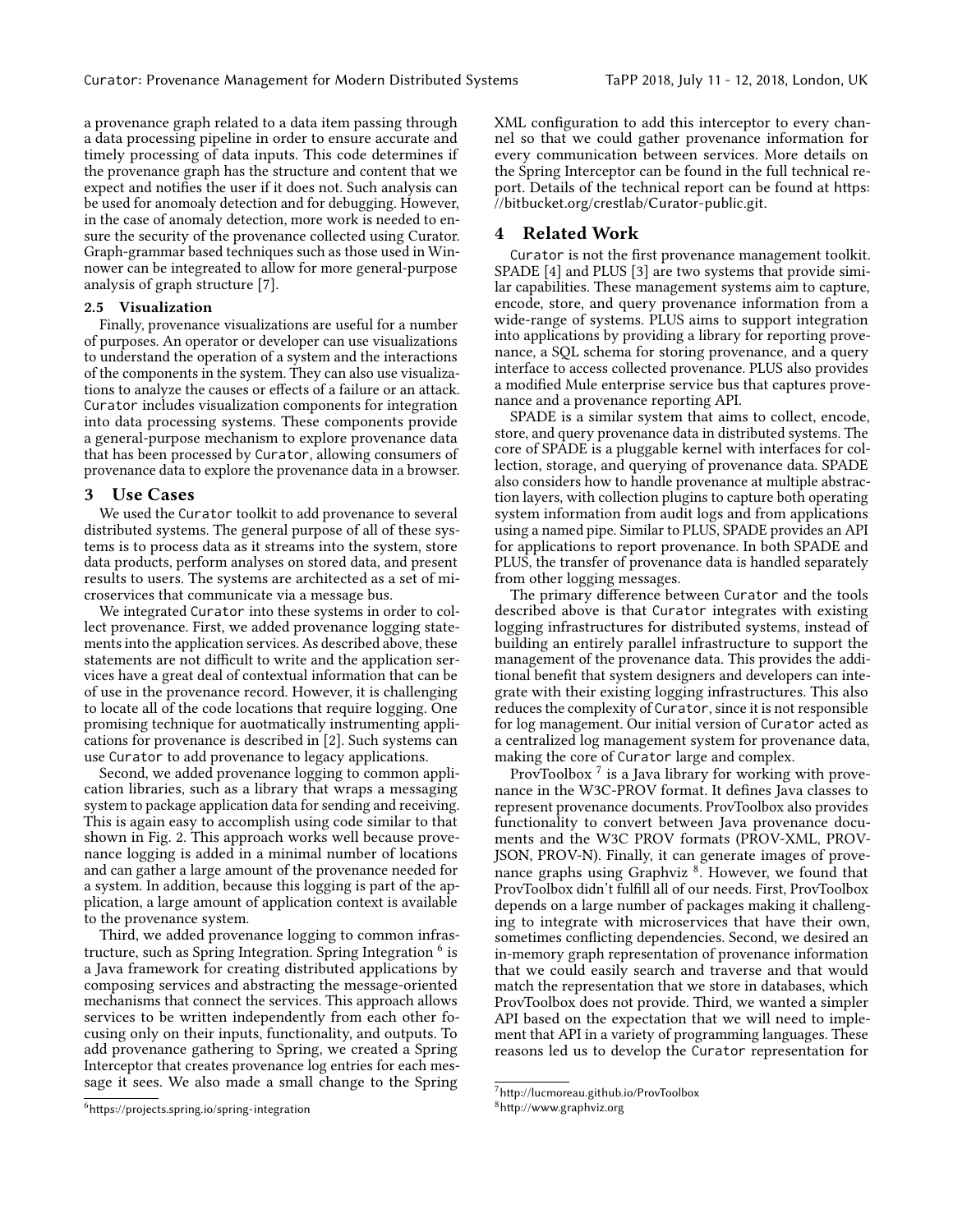a provenance graph related to a data item passing through a data processing pipeline in order to ensure accurate and timely processing of data inputs. This code determines if the provenance graph has the structure and content that we expect and notifies the user if it does not. Such analysis can be used for anomoaly detection and for debugging. However, in the case of anomaly detection, more work is needed to ensure the security of the provenance collected using Curator. Graph-grammar based techniques such as those used in Winnower can be integreated to allow for more general-purpose analysis of graph structure [7].

### 2.5 Visualization

Finally, provenance visualizations are useful for a number of purposes. An operator or developer can use visualizations to understand the operation of a system and the interactions of the components in the system. They can also use visualizations to analyze the causes or effects of a failure or an attack. Curator includes visualization components for integration into data processing systems. These components provide a general-purpose mechanism to explore provenance data that has been processed by Curator, allowing consumers of provenance data to explore the provenance data in a browser.

## 3 Use Cases

We used the Curator toolkit to add provenance to several distributed systems. The general purpose of all of these systems is to process data as it streams into the system, store data products, perform analyses on stored data, and present results to users. The systems are architected as a set of microservices that communicate via a message bus.

We integrated Curator into these systems in order to collect provenance. First, we added provenance logging statements into the application services. As described above, these statements are not difficult to write and the application services have a great deal of contextual information that can be of use in the provenance record. However, it is challenging to locate all of the code locations that require logging. One promising technique for auotmatically instrumenting applications for provenance is described in [2]. Such systems can use Curator to add provenance to legacy applications.

Second, we added provenance logging to common application libraries, such as a library that wraps a messaging system to package application data for sending and receiving. This is again easy to accomplish using code similar to that shown in Fig. 2. This approach works well because provenance logging is added in a minimal number of locations and can gather a large amount of the provenance needed for a system. In addition, because this logging is part of the application, a large amount of application context is available to the provenance system.

Third, we added provenance logging to common infrastructure, such as Spring Integration. Spring Integration [6] is a Java framework for creating distributed applications by composing services and abstracting the message-oriented mechanisms that connect the services. This approach allows services to be written independently from each other focusing only on their inputs, functionality, and outputs. To add provenance gathering to Spring, we created a Spring Interceptor that creates provenance log entries for each message it sees. We also made a small change to the Spring XML configuration to add this interceptor to every channel so that we could gather provenance information for every communication between services. More details on the Spring Interceptor can be found in the full technical report. Details of the technical report can be found at https://bitbucket.org/crestlab/Curator-public.git.

## 4 Related Work

Curator is not the first provenance management toolkit. SPADE [4] and PLUS [3] are two systems that provide similar capabilities. These management systems aim to capture, encode, store, and query provenance information from a wide-range of systems. PLUS aims to support integration into applications by providing a library for reporting provenance, a SQL schema for storing provenance, and a query interface to access collected provenance. PLUS also provides a modified Mule enterprise service bus that captures provenance and a provenance reporting API.

SPADE is a similar system that aims to collect, encode, store, and query provenance data in distributed systems. The core of SPADE is a pluggable kernel with interfaces for collection, storage, and querying of provenance data. SPADE also considers how to handle provenance at multiple abstraction layers, with collection plugins to capture both operating system information from audit logs and from applications using a named pipe. Similar to PLUS, SPADE provides an API for applications to report provenance. In both SPADE and PLUS, the transfer of provenance data is handled separately from other logging messages.

The primary difference between Curator and the tools described above is that Curator integrates with existing logging infrastructures for distributed systems, instead of building an entirely parallel infrastructure to support the management of the provenance data. This provides the additional benefit that system designers and developers can integrate with their existing logging infrastructures. This also reduces the complexity of Curator, since it is not responsible for log management. Our initial version of Curator acted as a centralized log management system for provenance data, making the core of Curator large and complex.

ProvToolbox [7] is a Java library for working with provenance in the W3C-PROV format. It defines Java classes to represent provenance documents. ProvToolbox also provides functionality to convert between Java provenance documents and the W3C PROV formats (PROV-XML, PROV-JSON, PROV-N). Finally, it can generate images of provenance graphs using Graphviz [8]. However, we found that ProvToolbox didn't fulfill all of our needs. First, ProvToolbox depends on a large number of packages making it challenging to integrate with microservices that have their own, sometimes conflicting dependencies. Second, we desired an in-memory graph representation of provenance information that we could easily search and traverse and that would match the representation that we store in databases, which ProvToolbox does not provide. Third, we wanted a simpler API based on the expectation that we will need to implement that API in a variety of programming languages. These reasons led us to develop the Curator representation for

[6] https://projects.spring.io/spring-integration

[7] http://lucmoreau.github.io/ProvToolbox

[8] http://www.graphviz.org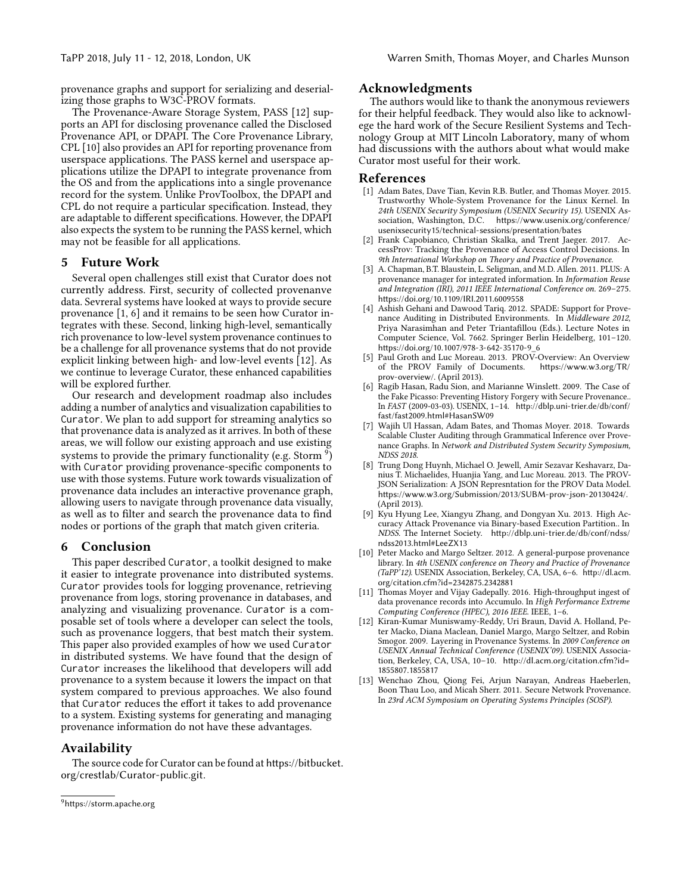provenance graphs and support for serializing and deserializing those graphs to W3C-PROV formats.

The Provenance-Aware Storage System, PASS [12] supports an API for disclosing provenance called the Disclosed Provenance API, or DPAPI. The Core Provenance Library, CPL [10] also provides an API for reporting provenance from userspace applications. The PASS kernel and userspace applications utilize the DPAPI to integrate provenance from the OS and from the applications into a single provenance record for the system. Unlike ProvToolbox, the DPAPI and CPL do not require a particular specification. Instead, they are adaptable to different specifications. However, the DPAPI also expects the system to be running the PASS kernel, which may not be feasible for all applications.

## 5 Future Work

Several open challenges still exist that Curator does not currently address. First, security of collected provenanve data. Sevreral systems have looked at ways to provide secure provenance [1, 6] and it remains to be seen how Curator integrates with these. Second, linking high-level, semantically rich provenance to low-level system provenance continues to be a challenge for all provenance systems that do not provide explicit linking between high- and low-level events [12]. As we continue to leverage Curator, these enhanced capabilities will be explored further.

Our research and development roadmap also includes adding a number of analytics and visualization capabilities to `Curator`. We plan to add support for streaming analytics so that provenance data is analyzed as it arrives. In both of these areas, we will follow our existing approach and use existing systems to provide the primary functionality (e.g. Storm [9]) with `Curator` providing provenance-specific components to use with those systems. Future work towards visualization of provenance data includes an interactive provenance graph, allowing users to navigate through provenance data visually, as well as to filter and search the provenance data to find nodes or portions of the graph that match given criteria.

## 6 Conclusion

This paper described `Curator`, a toolkit designed to make it easier to integrate provenance into distributed systems. `Curator` provides tools for logging provenance, retrieving provenance from logs, storing provenance in databases, and analyzing and visualizing provenance. `Curator` is a composable set of tools where a developer can select the tools, such as provenance loggers, that best match their system. This paper also provided examples of how we used `Curator` in distributed systems. We have found that the design of `Curator` increases the likelihood that developers will add provenance to a system because it lowers the impact on that system compared to previous approaches. We also found that `Curator` reduces the effort it takes to add provenance to a system. Existing systems for generating and managing provenance information do not have these advantages.

## Availability

The source code for Curator can be found at https://bitbucket.org/crestlab/Curator-public.git.

[9]https://storm.apache.org

## Acknowledgments

The authors would like to thank the anonymous reviewers for their helpful feedback. They would also like to acknowlege the hard work of the Secure Resilient Systems and Technology Group at MIT Lincoln Laboratory, many of whom had discussions with the authors about what would make Curator most useful for their work.

## References

[1] Adam Bates, Dave Tian, Kevin R.B. Butler, and Thomas Moyer. 2015. Trustworthy Whole-System Provenance for the Linux Kernel. In *24th USENIX Security Symposium (USENIX Security 15)*. USENIX Association, Washington, D.C. https://www.usenix.org/conference/usenixsecurity15/technical-sessions/presentation/bates

[2] Frank Capobianco, Christian Skalka, and Trent Jaeger. 2017. AccessProv: Tracking the Provenance of Access Control Decisions. In *9th International Workshop on Theory and Practice of Provenance*.

[3] A. Chapman, B.T. Blaustein, L. Seligman, and M.D. Allen. 2011. PLUS: A provenance manager for integrated information. In *Information Reuse and Integration (IRI), 2011 IEEE International Conference on*. 269–275. https://doi.org/10.1109/IRI.2011.6009558

[4] Ashish Gehani and Dawood Tariq. 2012. SPADE: Support for Provenance Auditing in Distributed Environments. In *Middleware 2012*, Priya Narasimhan and Peter Triantafillou (Eds.). Lecture Notes in Computer Science, Vol. 7662. Springer Berlin Heidelberg, 101–120. https://doi.org/10.1007/978-3-642-35170-9_6

[5] Paul Groth and Luc Moreau. 2013. PROV-Overview: An Overview of the PROV Family of Documents. https://www.w3.org/TR/prov-overview/. (April 2013).

[6] Ragib Hasan, Radu Sion, and Marianne Winslett. 2009. The Case of the Fake Picasso: Preventing History Forgery with Secure Provenance.. In *FAST* (2009-03-03). USENIX, 1–14. http://dblp.uni-trier.de/db/conf/fast/fast2009.html#HasanSW09

[7] Wajih Ul Hassan, Adam Bates, and Thomas Moyer. 2018. Towards Scalable Cluster Auditing through Grammatical Inference over Provenance Graphs. In *Network and Distributed System Security Symposium, NDSS 2018*.

[8] Trung Dong Huynh, Michael O. Jewell, Amir Sezavar Keshavarz, Danius T. Michaelides, Huanjia Yang, and Luc Moreau. 2013. The PROV-JSON Serialization: A JSON Represntation for the PROV Data Model. https://www.w3.org/Submission/2013/SUBM-prov-json-20130424/. (April 2013).

[9] Kyu Hyung Lee, Xiangyu Zhang, and Dongyan Xu. 2013. High Accuracy Attack Provenance via Binary-based Execution Partition.. In *NDSS*. The Internet Society. http://dblp.uni-trier.de/db/conf/ndss/ndss2013.html#LeeZX13

[10] Peter Macko and Margo Seltzer. 2012. A general-purpose provenance library. In *4th USENIX conference on Theory and Practice of Provenance (TaPP'12)*. USENIX Association, Berkeley, CA, USA, 6–6. http://dl.acm.org/citation.cfm?id=2342875.2342881

[11] Thomas Moyer and Vijay Gadepally. 2016. High-throughput ingest of data provenance records into Accumulo. In *High Performance Extreme Computing Conference (HPEC), 2016 IEEE*. IEEE, 1–6.

[12] Kiran-Kumar Muniswamy-Reddy, Uri Braun, David A. Holland, Peter Macko, Diana Maclean, Daniel Margo, Margo Seltzer, and Robin Smogor. 2009. Layering in Provenance Systems. In *2009 Conference on USENIX Annual Technical Conference (USENIX'09)*. USENIX Association, Berkeley, CA, USA, 10–10. http://dl.acm.org/citation.cfm?id=1855807.1855817

[13] Wenchao Zhou, Qiong Fei, Arjun Narayan, Andreas Haeberlen, Boon Thau Loo, and Micah Sherr. 2011. Secure Network Provenance. In *23rd ACM Symposium on Operating Systems Principles (SOSP)*.